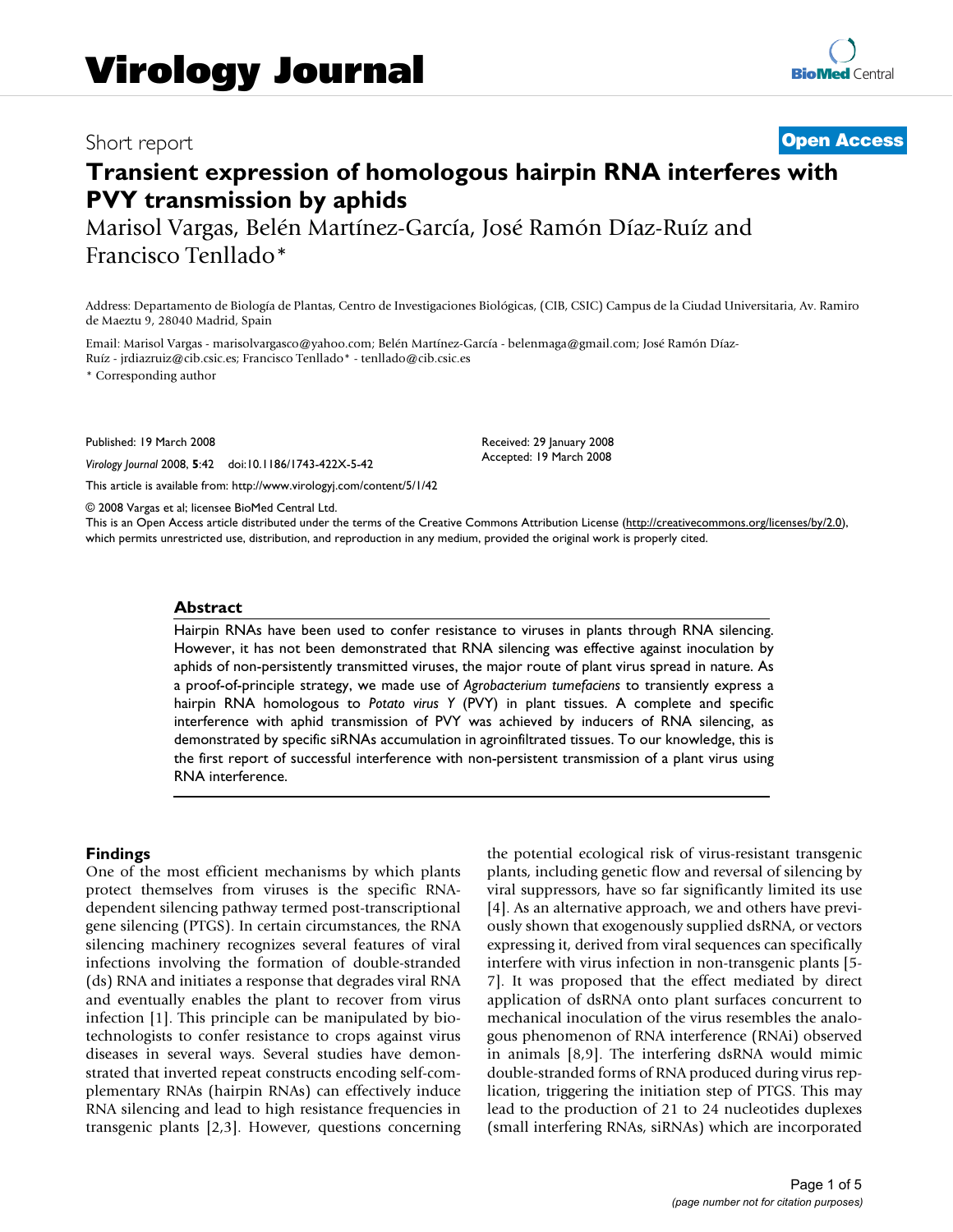Short report

**Open Access**

# Transient expression of homologous hairpin RNA interferes with PVY transmission by aphids

Marisol Vargas, Belén Martínez-García, José Ramón Díaz-Ruíz and Francisco Tenllado*

Address: Departamento de Biología de Plantas, Centro de Investigaciones Biológicas, (CIB, CSIC) Campus de la Ciudad Universitaria, Av. Ramiro de Maeztu 9, 28040 Madrid, Spain

Email: Marisol Vargas - marisolvargasco@yahoo.com; Belén Martínez-García - belenmaga@gmail.com; José Ramón Díaz-Ruíz - jrdiazruiz@cib.csic.es; Francisco Tenllado* - tenllado@cib.csic.es

* Corresponding author

Published: 19 March 2008

*Virology Journal* 2008, **5**:42 doi:10.1186/1743-422X-5-42

Received: 29 January 2008
Accepted: 19 March 2008

This article is available from: http://www.virologyj.com/content/5/1/42

© 2008 Vargas et al; licensee BioMed Central Ltd.
This is an Open Access article distributed under the terms of the Creative Commons Attribution License (http://creativecommons.org/licenses/by/2.0), which permits unrestricted use, distribution, and reproduction in any medium, provided the original work is properly cited.

## Abstract

Hairpin RNAs have been used to confer resistance to viruses in plants through RNA silencing. However, it has not been demonstrated that RNA silencing was effective against inoculation by aphids of non-persistently transmitted viruses, the major route of plant virus spread in nature. As a proof-of-principle strategy, we made use of *Agrobacterium tumefaciens* to transiently express a hairpin RNA homologous to *Potato virus Y* (PVY) in plant tissues. A complete and specific interference with aphid transmission of PVY was achieved by inducers of RNA silencing, as demonstrated by specific siRNAs accumulation in agroinfiltrated tissues. To our knowledge, this is the first report of successful interference with non-persistent transmission of a plant virus using RNA interference.

## Findings

One of the most efficient mechanisms by which plants protect themselves from viruses is the specific RNA-dependent silencing pathway termed post-transcriptional gene silencing (PTGS). In certain circumstances, the RNA silencing machinery recognizes several features of viral infections involving the formation of double-stranded (ds) RNA and initiates a response that degrades viral RNA and eventually enables the plant to recover from virus infection [1]. This principle can be manipulated by biotechnologists to confer resistance to crops against virus diseases in several ways. Several studies have demonstrated that inverted repeat constructs encoding self-complementary RNAs (hairpin RNAs) can effectively induce RNA silencing and lead to high resistance frequencies in transgenic plants [2,3]. However, questions concerning the potential ecological risk of virus-resistant transgenic plants, including genetic flow and reversal of silencing by viral suppressors, have so far significantly limited its use [4]. As an alternative approach, we and others have previously shown that exogenously supplied dsRNA, or vectors expressing it, derived from viral sequences can specifically interfere with virus infection in non-transgenic plants [5-7]. It was proposed that the effect mediated by direct application of dsRNA onto plant surfaces concurrent to mechanical inoculation of the virus resembles the analogous phenomenon of RNA interference (RNAi) observed in animals [8,9]. The interfering dsRNA would mimic double-stranded forms of RNA produced during virus replication, triggering the initiation step of PTGS. This may lead to the production of 21 to 24 nucleotides duplexes (small interfering RNAs, siRNAs) which are incorporated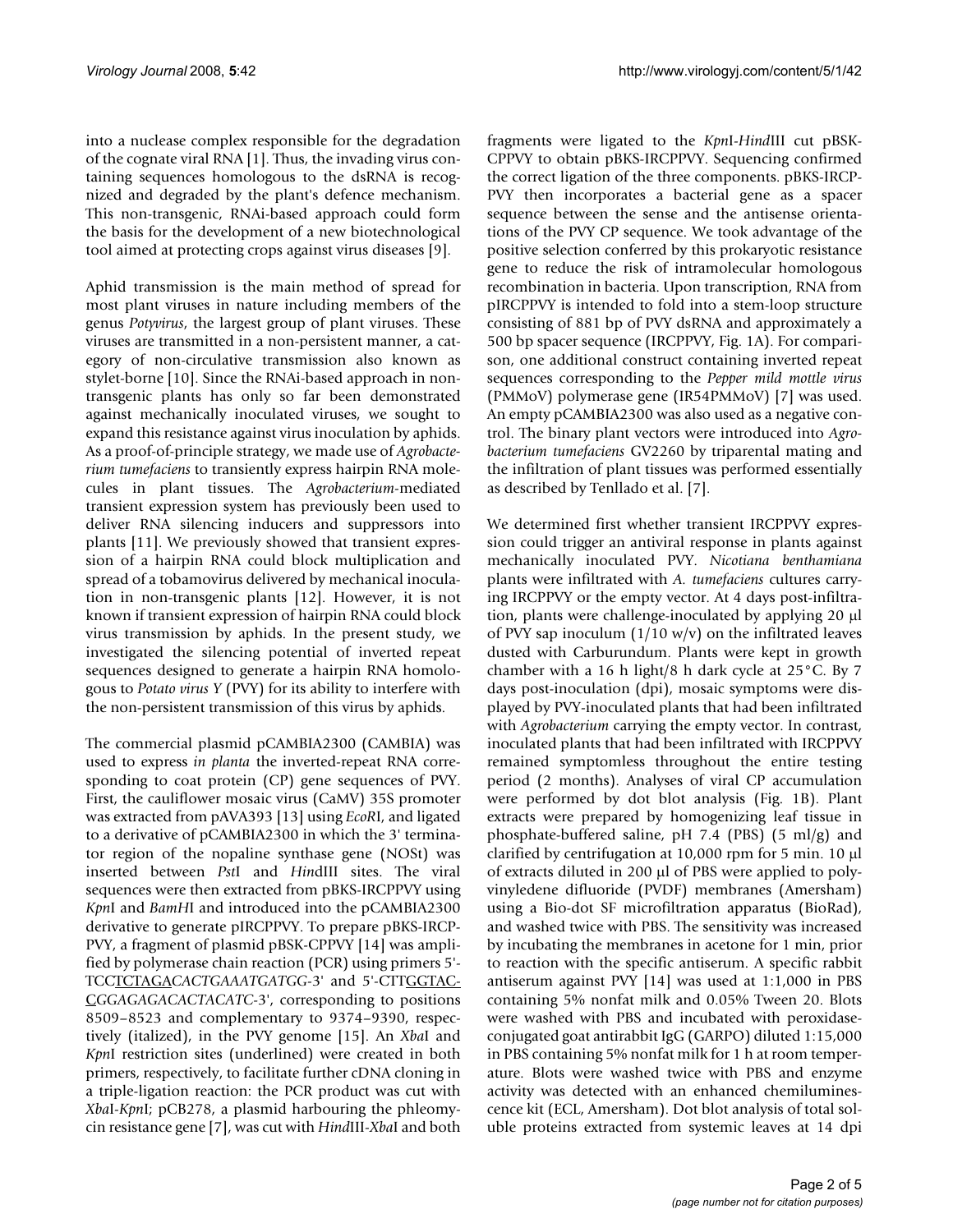into a nuclease complex responsible for the degradation of the cognate viral RNA [1]. Thus, the invading virus containing sequences homologous to the dsRNA is recognized and degraded by the plant's defence mechanism. This non-transgenic, RNAi-based approach could form the basis for the development of a new biotechnological tool aimed at protecting crops against virus diseases [9].

Aphid transmission is the main method of spread for most plant viruses in nature including members of the genus *Potyvirus*, the largest group of plant viruses. These viruses are transmitted in a non-persistent manner, a category of non-circulative transmission also known as stylet-borne [10]. Since the RNAi-based approach in non-transgenic plants has only so far been demonstrated against mechanically inoculated viruses, we sought to expand this resistance against virus inoculation by aphids. As a proof-of-principle strategy, we made use of *Agrobacterium tumefaciens* to transiently express hairpin RNA molecules in plant tissues. The *Agrobacterium*-mediated transient expression system has previously been used to deliver RNA silencing inducers and suppressors into plants [11]. We previously showed that transient expression of a hairpin RNA could block multiplication and spread of a tobamovirus delivered by mechanical inoculation in non-transgenic plants [12]. However, it is not known if transient expression of hairpin RNA could block virus transmission by aphids. In the present study, we investigated the silencing potential of inverted repeat sequences designed to generate a hairpin RNA homologous to *Potato virus Y* (PVY) for its ability to interfere with the non-persistent transmission of this virus by aphids.

The commercial plasmid pCAMBIA2300 (CAMBIA) was used to express *in planta* the inverted-repeat RNA corresponding to coat protein (CP) gene sequences of PVY. First, the cauliflower mosaic virus (CaMV) 35S promoter was extracted from pAVA393 [13] using *Eco*RI, and ligated to a derivative of pCAMBIA2300 in which the 3' terminator region of the nopaline synthase gene (NOSt) was inserted between *Pst*I and *Hin*dIII sites. The viral sequences were then extracted from pBKS-IRCPPVY using *Kpn*I and *BamH*I and introduced into the pCAMBIA2300 derivative to generate pIRCPPVY. To prepare pBKS-IRCPPVY, a fragment of plasmid pBSK-CPPVY [14] was amplified by polymerase chain reaction (PCR) using primers 5'-TCC<u>TCTAGA</u>*CACTGAAATGATGG*-3' and 5'-CTT<u>GGTACC</u>*GGAGAGACACTACATC*-3', corresponding to positions 8509–8523 and complementary to 9374–9390, respectively (italized), in the PVY genome [15]. An *Xba*I and *Kpn*I restriction sites (underlined) were created in both primers, respectively, to facilitate further cDNA cloning in a triple-ligation reaction: the PCR product was cut with *Xba*I-*Kpn*I; pCB278, a plasmid harbouring the phleomycin resistance gene [7], was cut with *Hin*dIII-*Xba*I and both fragments were ligated to the *Kpn*I-*Hin*dIII cut pBSK-CPPVY to obtain pBKS-IRCPPVY. Sequencing confirmed the correct ligation of the three components. pBKS-IRCPPVY then incorporates a bacterial gene as a spacer sequence between the sense and the antisense orientations of the PVY CP sequence. We took advantage of the positive selection conferred by this prokaryotic resistance gene to reduce the risk of intramolecular homologous recombination in bacteria. Upon transcription, RNA from pIRCPPVY is intended to fold into a stem-loop structure consisting of 881 bp of PVY dsRNA and approximately a 500 bp spacer sequence (IRCPPVY, Fig. 1A). For comparison, one additional construct containing inverted repeat sequences corresponding to the *Pepper mild mottle virus* (PMMoV) polymerase gene (IR54PMMoV) [7] was used. An empty pCAMBIA2300 was also used as a negative control. The binary plant vectors were introduced into *Agrobacterium tumefaciens* GV2260 by triparental mating and the infiltration of plant tissues was performed essentially as described by Tenllado et al. [7].

We determined first whether transient IRCPPVY expression could trigger an antiviral response in plants against mechanically inoculated PVY. *Nicotiana benthamiana* plants were infiltrated with *A. tumefaciens* cultures carrying IRCPPVY or the empty vector. At 4 days post-infiltration, plants were challenge-inoculated by applying 20 μl of PVY sap inoculum (1/10 w/v) on the infiltrated leaves dusted with Carburundum. Plants were kept in growth chamber with a 16 h light/8 h dark cycle at 25°C. By 7 days post-inoculation (dpi), mosaic symptoms were displayed by PVY-inoculated plants that had been infiltrated with *Agrobacterium* carrying the empty vector. In contrast, inoculated plants that had been infiltrated with IRCPPVY remained symptomless throughout the entire testing period (2 months). Analyses of viral CP accumulation were performed by dot blot analysis (Fig. 1B). Plant extracts were prepared by homogenizing leaf tissue in phosphate-buffered saline, pH 7.4 (PBS) (5 ml/g) and clarified by centrifugation at 10,000 rpm for 5 min. 10 μl of extracts diluted in 200 μl of PBS were applied to polyvinyledene difluoride (PVDF) membranes (Amersham) using a Bio-dot SF microfiltration apparatus (BioRad), and washed twice with PBS. The sensitivity was increased by incubating the membranes in acetone for 1 min, prior to reaction with the specific antiserum. A specific rabbit antiserum against PVY [14] was used at 1:1,000 in PBS containing 5% nonfat milk and 0.05% Tween 20. Blots were washed with PBS and incubated with peroxidase-conjugated goat antirabbit IgG (GARPO) diluted 1:15,000 in PBS containing 5% nonfat milk for 1 h at room temperature. Blots were washed twice with PBS and enzyme activity was detected with an enhanced chemiluminescence kit (ECL, Amersham). Dot blot analysis of total soluble proteins extracted from systemic leaves at 14 dpi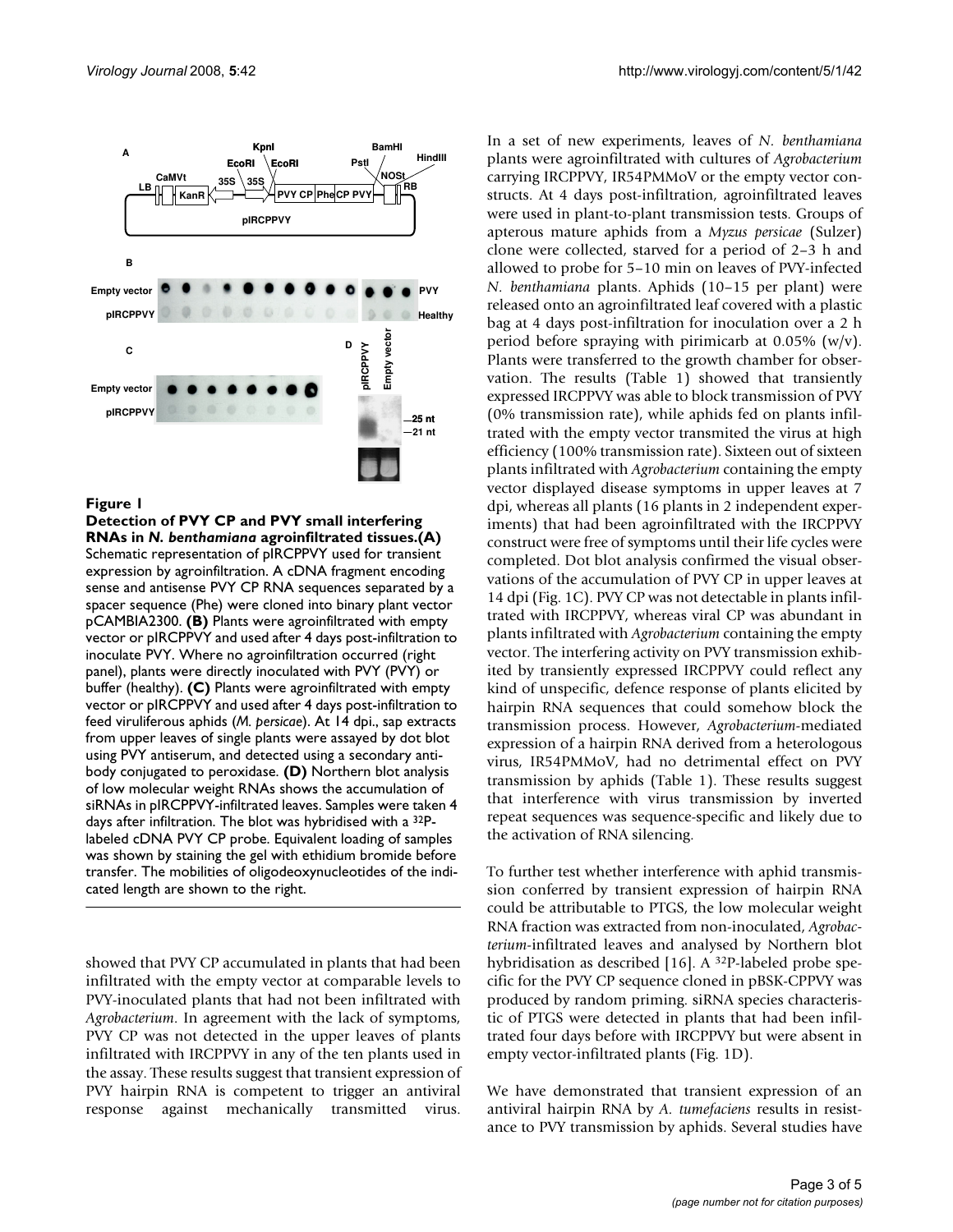**Figure 1**

**Detection of PVY CP and PVY small interfering RNAs in *N. benthamiana* agroinfiltrated tissues.(A)** Schematic representation of pIRCPPVY used for transient expression by agroinfiltration. A cDNA fragment encoding sense and antisense PVY CP RNA sequences separated by a spacer sequence (Phe) were cloned into binary plant vector pCAMBIA2300. **(B)** Plants were agroinfiltrated with empty vector or pIRCPPVY and used after 4 days post-infiltration to inoculate PVY. Where no agroinfiltration occurred (right panel), plants were directly inoculated with PVY (PVY) or buffer (healthy). **(C)** Plants were agroinfiltrated with empty vector or pIRCPPVY and used after 4 days post-infiltration to feed viruliferous aphids (*M. persicae*). At 14 dpi., sap extracts from upper leaves of single plants were assayed by dot blot using PVY antiserum, and detected using a secondary antibody conjugated to peroxidase. **(D)** Northern blot analysis of low molecular weight RNAs shows the accumulation of siRNAs in pIRCPPVY-infiltrated leaves. Samples were taken 4 days after infiltration. The blot was hybridised with a $^{32}$P-labeled cDNA PVY CP probe. Equivalent loading of samples was shown by staining the gel with ethidium bromide before transfer. The mobilities of oligodeoxynucleotides of the indicated length are shown to the right.

showed that PVY CP accumulated in plants that had been infiltrated with the empty vector at comparable levels to PVY-inoculated plants that had not been infiltrated with *Agrobacterium*. In agreement with the lack of symptoms, PVY CP was not detected in the upper leaves of plants infiltrated with IRCPPVY in any of the ten plants used in the assay. These results suggest that transient expression of PVY hairpin RNA is competent to trigger an antiviral response against mechanically transmitted virus.

In a set of new experiments, leaves of *N. benthamiana* plants were agroinfiltrated with cultures of *Agrobacterium* carrying IRCPPVY, IR54PMMoV or the empty vector constructs. At 4 days post-infiltration, agroinfiltrated leaves were used in plant-to-plant transmission tests. Groups of apterous mature aphids from a *Myzus persicae* (Sulzer) clone were collected, starved for a period of 2–3 h and allowed to probe for 5–10 min on leaves of PVY-infected *N. benthamiana* plants. Aphids (10–15 per plant) were released onto an agroinfiltrated leaf covered with a plastic bag at 4 days post-infiltration for inoculation over a 2 h period before spraying with pirimicarb at 0.05% (w/v). Plants were transferred to the growth chamber for observation. The results (Table 1) showed that transiently expressed IRCPPVY was able to block transmission of PVY (0% transmission rate), while aphids fed on plants infiltrated with the empty vector transmited the virus at high efficiency (100% transmission rate). Sixteen out of sixteen plants infiltrated with *Agrobacterium* containing the empty vector displayed disease symptoms in upper leaves at 7 dpi, whereas all plants (16 plants in 2 independent experiments) that had been agroinfiltrated with the IRCPPVY construct were free of symptoms until their life cycles were completed. Dot blot analysis confirmed the visual observations of the accumulation of PVY CP in upper leaves at 14 dpi (Fig. 1C). PVY CP was not detectable in plants infiltrated with IRCPPVY, whereas viral CP was abundant in plants infiltrated with *Agrobacterium* containing the empty vector. The interfering activity on PVY transmission exhibited by transiently expressed IRCPPVY could reflect any kind of unspecific, defence response of plants elicited by hairpin RNA sequences that could somehow block the transmission process. However, *Agrobacterium*-mediated expression of a hairpin RNA derived from a heterologous virus, IR54PMMoV, had no detrimental effect on PVY transmission by aphids (Table 1). These results suggest that interference with virus transmission by inverted repeat sequences was sequence-specific and likely due to the activation of RNA silencing.

To further test whether interference with aphid transmission conferred by transient expression of hairpin RNA could be attributable to PTGS, the low molecular weight RNA fraction was extracted from non-inoculated, *Agrobacterium*-infiltrated leaves and analysed by Northern blot hybridisation as described [16]. A $^{32}$P-labeled probe specific for the PVY CP sequence cloned in pBSK-CPPVY was produced by random priming. siRNA species characteristic of PTGS were detected in plants that had been infiltrated four days before with IRCPPVY but were absent in empty vector-infiltrated plants (Fig. 1D).

We have demonstrated that transient expression of an antiviral hairpin RNA by *A. tumefaciens* results in resistance to PVY transmission by aphids. Several studies have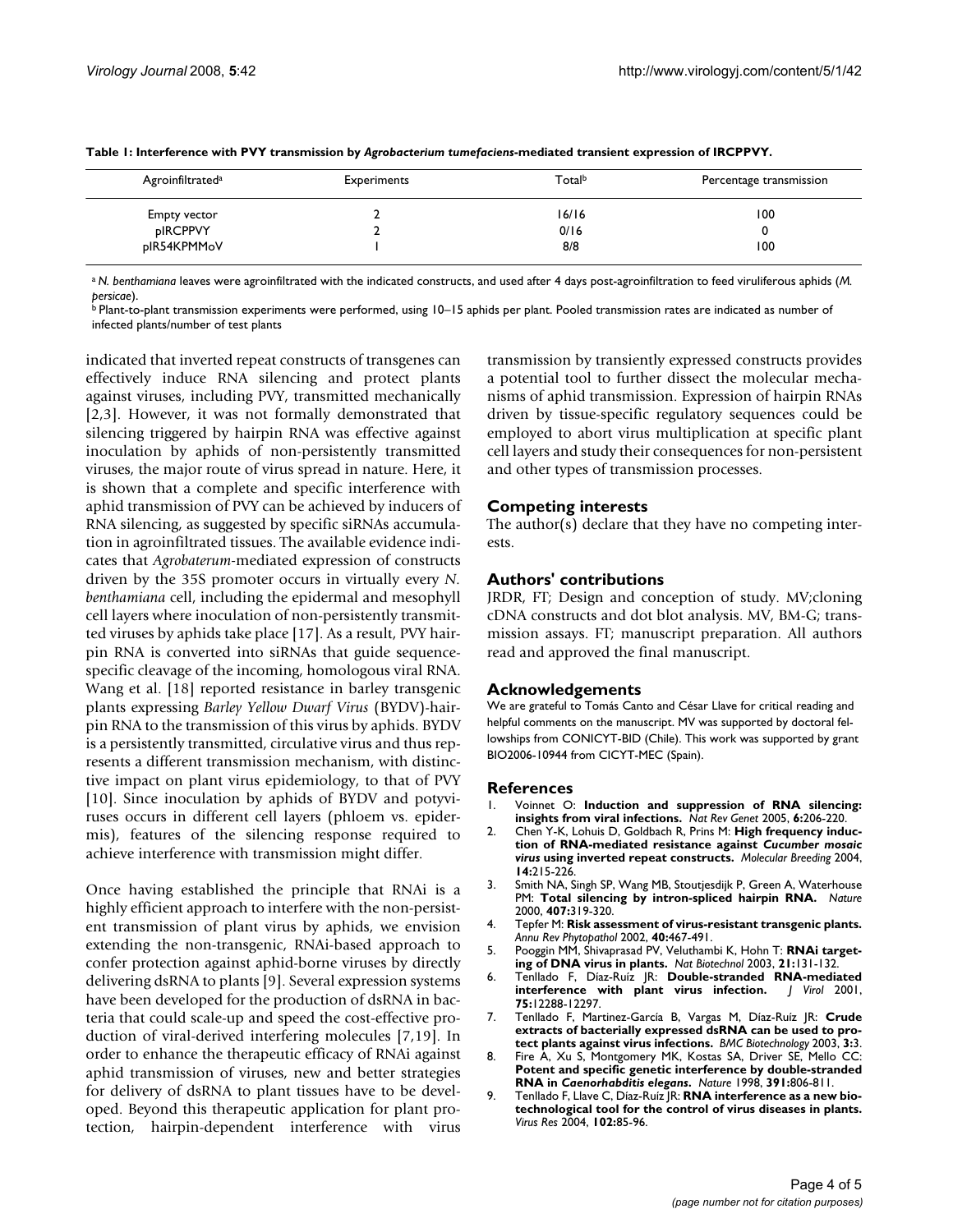**Table 1: Interference with PVY transmission by *Agrobacterium tumefaciens*-mediated transient expression of IRCPPVY.**

| Agroinfiltrated[a] | Experiments | Total[b] | Percentage transmission |
|---|---|---|---|
| Empty vector | 2 | 16/16 | 100 |
| pIRCPPVY | 2 | 0/16 | 0 |
| pIR54KPMMoV | 1 | 8/8 | 100 |

[a] *N. benthamiana* leaves were agroinfiltrated with the indicated constructs, and used after 4 days post-agroinfiltration to feed viruliferous aphids (*M. persicae*).
[b] Plant-to-plant transmission experiments were performed, using 10–15 aphids per plant. Pooled transmission rates are indicated as number of infected plants/number of test plants

indicated that inverted repeat constructs of transgenes can effectively induce RNA silencing and protect plants against viruses, including PVY, transmitted mechanically [2,3]. However, it was not formally demonstrated that silencing triggered by hairpin RNA was effective against inoculation by aphids of non-persistently transmitted viruses, the major route of virus spread in nature. Here, it is shown that a complete and specific interference with aphid transmission of PVY can be achieved by inducers of RNA silencing, as suggested by specific siRNAs accumulation in agroinfiltrated tissues. The available evidence indicates that *Agrobaterum*-mediated expression of constructs driven by the 35S promoter occurs in virtually every *N. benthamiana* cell, including the epidermal and mesophyll cell layers where inoculation of non-persistently transmitted viruses by aphids take place [17]. As a result, PVY hairpin RNA is converted into siRNAs that guide sequence-specific cleavage of the incoming, homologous viral RNA. Wang et al. [18] reported resistance in barley transgenic plants expressing *Barley Yellow Dwarf Virus* (BYDV)-hairpin RNA to the transmission of this virus by aphids. BYDV is a persistently transmitted, circulative virus and thus represents a different transmission mechanism, with distinctive impact on plant virus epidemiology, to that of PVY [10]. Since inoculation by aphids of BYDV and potyviruses occurs in different cell layers (phloem vs. epidermis), features of the silencing response required to achieve interference with transmission might differ.

Once having established the principle that RNAi is a highly efficient approach to interfere with the non-persistent transmission of plant virus by aphids, we envision extending the non-transgenic, RNAi-based approach to confer protection against aphid-borne viruses by directly delivering dsRNA to plants [9]. Several expression systems have been developed for the production of dsRNA in bacteria that could scale-up and speed the cost-effective production of viral-derived interfering molecules [7,19]. In order to enhance the therapeutic efficacy of RNAi against aphid transmission of viruses, new and better strategies for delivery of dsRNA to plant tissues have to be developed. Beyond this therapeutic application for plant protection, hairpin-dependent interference with virus transmission by transiently expressed constructs provides a potential tool to further dissect the molecular mechanisms of aphid transmission. Expression of hairpin RNAs driven by tissue-specific regulatory sequences could be employed to abort virus multiplication at specific plant cell layers and study their consequences for non-persistent and other types of transmission processes.

## Competing interests

The author(s) declare that they have no competing interests.

## Authors' contributions

JRDR, FT; Design and conception of study. MV;cloning cDNA constructs and dot blot analysis. MV, BM-G; transmission assays. FT; manuscript preparation. All authors read and approved the final manuscript.

## Acknowledgements

We are grateful to Tomás Canto and César Llave for critical reading and helpful comments on the manuscript. MV was supported by doctoral fellowships from CONICYT-BID (Chile). This work was supported by grant BIO2006-10944 from CICYT-MEC (Spain).

## References

1. Voinnet O: **Induction and suppression of RNA silencing: insights from viral infections.** *Nat Rev Genet* 2005, **6:**206-220.
2. Chen Y-K, Lohuis D, Goldbach R, Prins M: **High frequency induction of RNA-mediated resistance against *Cucumber mosaic virus* using inverted repeat constructs.** *Molecular Breeding* 2004, **14:**215-226.
3. Smith NA, Singh SP, Wang MB, Stoutjesdijk P, Green A, Waterhouse PM: **Total silencing by intron-spliced hairpin RNA.** *Nature* 2000, **407:**319-320.
4. Tepfer M: **Risk assessment of virus-resistant transgenic plants.** *Annu Rev Phytopathol* 2002, **40:**467-491.
5. Pooggin MM, Shivaprasad PV, Veluthambi K, Hohn T: **RNAi targeting of DNA virus in plants.** *Nat Biotechnol* 2003, **21:**131-132.
6. Tenllado F, Díaz-Ruíz JR: **Double-stranded RNA-mediated interference with plant virus infection.** *J Virol* 2001, **75:**12288-12297.
7. Tenllado F, Martinez-García B, Vargas M, Díaz-Ruíz JR: **Crude extracts of bacterially expressed dsRNA can be used to protect plants against virus infections.** *BMC Biotechnology* 2003, **3:**3.
8. Fire A, Xu S, Montgomery MK, Kostas SA, Driver SE, Mello CC: **Potent and specific genetic interference by double-stranded RNA in *Caenorhabditis elegans*.** *Nature* 1998, **391:**806-811.
9. Tenllado F, Llave C, Díaz-Ruíz JR: **RNA interference as a new biotechnological tool for the control of virus diseases in plants.** *Virus Res* 2004, **102:**85-96.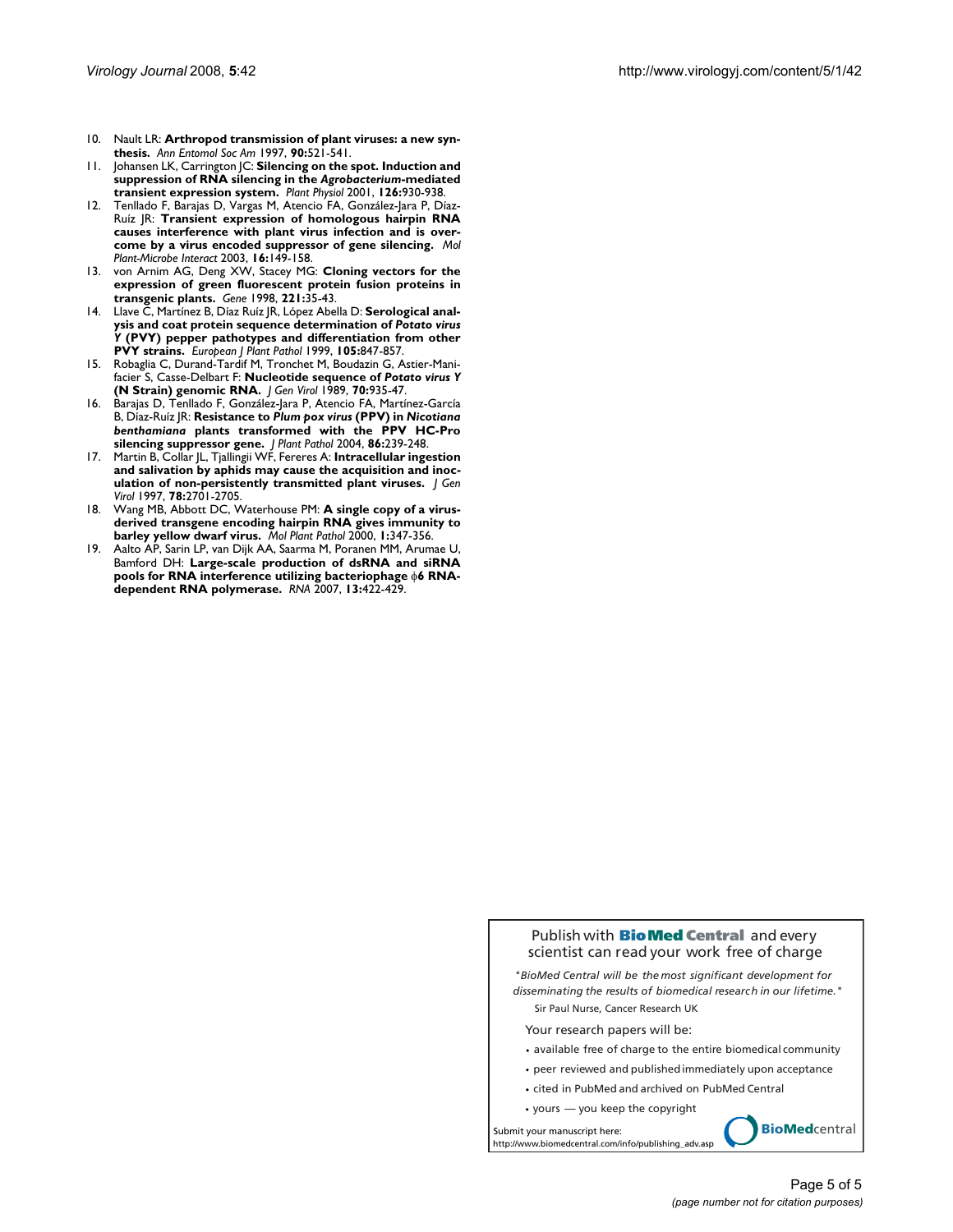10. Nault LR: **Arthropod transmission of plant viruses: a new synthesis.** *Ann Entomol Soc Am* 1997, **90:**521-541.
11. Johansen LK, Carrington JC: **Silencing on the spot. Induction and suppression of RNA silencing in the *Agrobacterium*-mediated transient expression system.** *Plant Physiol* 2001, **126:**930-938.
12. Tenllado F, Barajas D, Vargas M, Atencio FA, González-Jara P, Díaz-Ruíz JR: **Transient expression of homologous hairpin RNA causes interference with plant virus infection and is overcome by a virus encoded suppressor of gene silencing.** *Mol Plant-Microbe Interact* 2003, **16:**149-158.
13. von Arnim AG, Deng XW, Stacey MG: **Cloning vectors for the expression of green fluorescent protein fusion proteins in transgenic plants.** *Gene* 1998, **221:**35-43.
14. Llave C, Martínez B, Díaz Ruíz JR, López Abella D: **Serological analysis and coat protein sequence determination of *Potato virus Y* (PVY) pepper pathotypes and differentiation from other PVY strains.** *European J Plant Pathol* 1999, **105:**847-857.
15. Robaglia C, Durand-Tardif M, Tronchet M, Boudazin G, Astier-Manifacier S, Casse-Delbart F: **Nucleotide sequence of *Potato virus Y* (N Strain) genomic RNA.** *J Gen Virol* 1989, **70:**935-47.
16. Barajas D, Tenllado F, González-Jara P, Atencio FA, Martínez-García B, Díaz-Ruíz JR: **Resistance to *Plum pox virus* (PPV) in *Nicotiana benthamiana* plants transformed with the PPV HC-Pro silencing suppressor gene.** *J Plant Pathol* 2004, **86:**239-248.
17. Martin B, Collar JL, Tjallingii WF, Fereres A: **Intracellular ingestion and salivation by aphids may cause the acquisition and inoculation of non-persistently transmitted plant viruses.** *J Gen Virol* 1997, **78:**2701-2705.
18. Wang MB, Abbott DC, Waterhouse PM: **A single copy of a virus-derived transgene encoding hairpin RNA gives immunity to barley yellow dwarf virus.** *Mol Plant Pathol* 2000, **1:**347-356.
19. Aalto AP, Sarin LP, van Dijk AA, Saarma M, Poranen MM, Arumae U, Bamford DH: **Large-scale production of dsRNA and siRNA pools for RNA interference utilizing bacteriophage $\phi$6 RNA-dependent RNA polymerase.** *RNA* 2007, **13:**422-429.

Publish with **BioMed Central** and every scientist can read your work free of charge

*"BioMed Central will be the most significant development for disseminating the results of biomedical research in our lifetime."*
Sir Paul Nurse, Cancer Research UK

Your research papers will be:

- available free of charge to the entire biomedical community
- peer reviewed and published immediately upon acceptance
- cited in PubMed and archived on PubMed Central
- yours — you keep the copyright

Submit your manuscript here:
http://www.biomedcentral.com/info/publishing_adv.asp

**BioMed**central